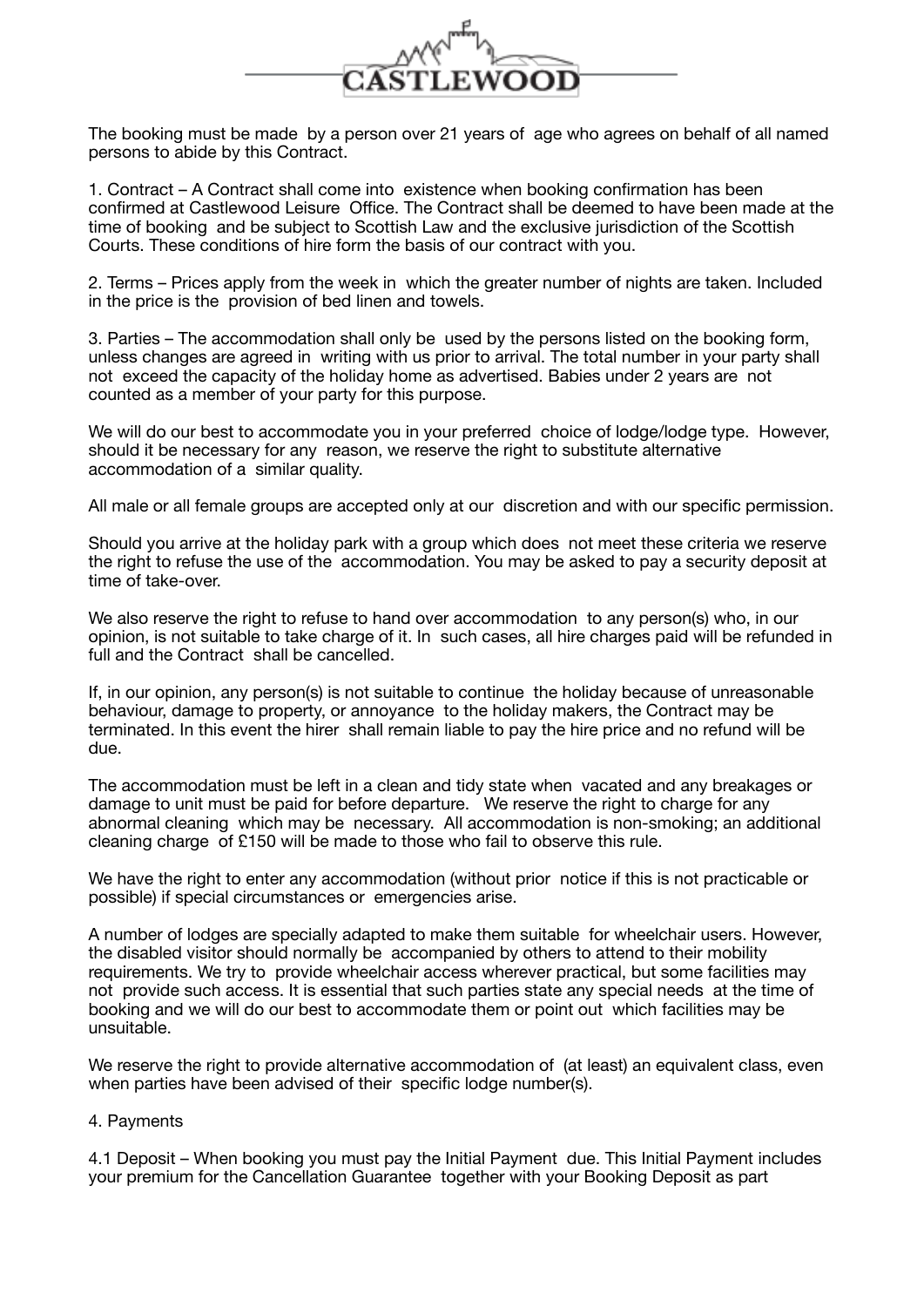# CASTLEWOOD

The booking must be made by a person over 21 years of age who agrees on behalf of all named persons to abide by this Contract.

1. Contract – A Contract shall come into existence when booking confirmation has been confirmed at Castlewood Leisure Office. The Contract shall be deemed to have been made at the time of booking and be subject to Scottish Law and the exclusive jurisdiction of the Scottish Courts. These conditions of hire form the basis of our contract with you.

2. Terms – Prices apply from the week in which the greater number of nights are taken. Included in the price is the provision of bed linen and towels.

3. Parties – The accommodation shall only be used by the persons listed on the booking form, unless changes are agreed in writing with us prior to arrival. The total number in your party shall not exceed the capacity of the holiday home as advertised. Babies under 2 years are not counted as a member of your party for this purpose.

We will do our best to accommodate you in your preferred choice of lodge/lodge type. However, should it be necessary for any reason, we reserve the right to substitute alternative accommodation of a similar quality.

All male or all female groups are accepted only at our discretion and with our specific permission.

Should you arrive at the holiday park with a group which does not meet these criteria we reserve the right to refuse the use of the accommodation. You may be asked to pay a security deposit at time of take-over.

We also reserve the right to refuse to hand over accommodation to any person(s) who, in our opinion, is not suitable to take charge of it. In such cases, all hire charges paid will be refunded in full and the Contract shall be cancelled.

If, in our opinion, any person(s) is not suitable to continue the holiday because of unreasonable behaviour, damage to property, or annoyance to the holiday makers, the Contract may be terminated. In this event the hirer shall remain liable to pay the hire price and no refund will be due.

The accommodation must be left in a clean and tidy state when vacated and any breakages or damage to unit must be paid for before departure. We reserve the right to charge for any abnormal cleaning which may be necessary. All accommodation is non-smoking; an additional cleaning charge of £150 will be made to those who fail to observe this rule.

We have the right to enter any accommodation (without prior notice if this is not practicable or possible) if special circumstances or emergencies arise.

A number of lodges are specially adapted to make them suitable for wheelchair users. However, the disabled visitor should normally be accompanied by others to attend to their mobility requirements. We try to provide wheelchair access wherever practical, but some facilities may not provide such access. It is essential that such parties state any special needs at the time of booking and we will do our best to accommodate them or point out which facilities may be unsuitable.

We reserve the right to provide alternative accommodation of (at least) an equivalent class, even when parties have been advised of their specific lodge number(s).

4. Payments

4.1 Deposit – When booking you must pay the Initial Payment due. This Initial Payment includes your premium for the Cancellation Guarantee together with your Booking Deposit as part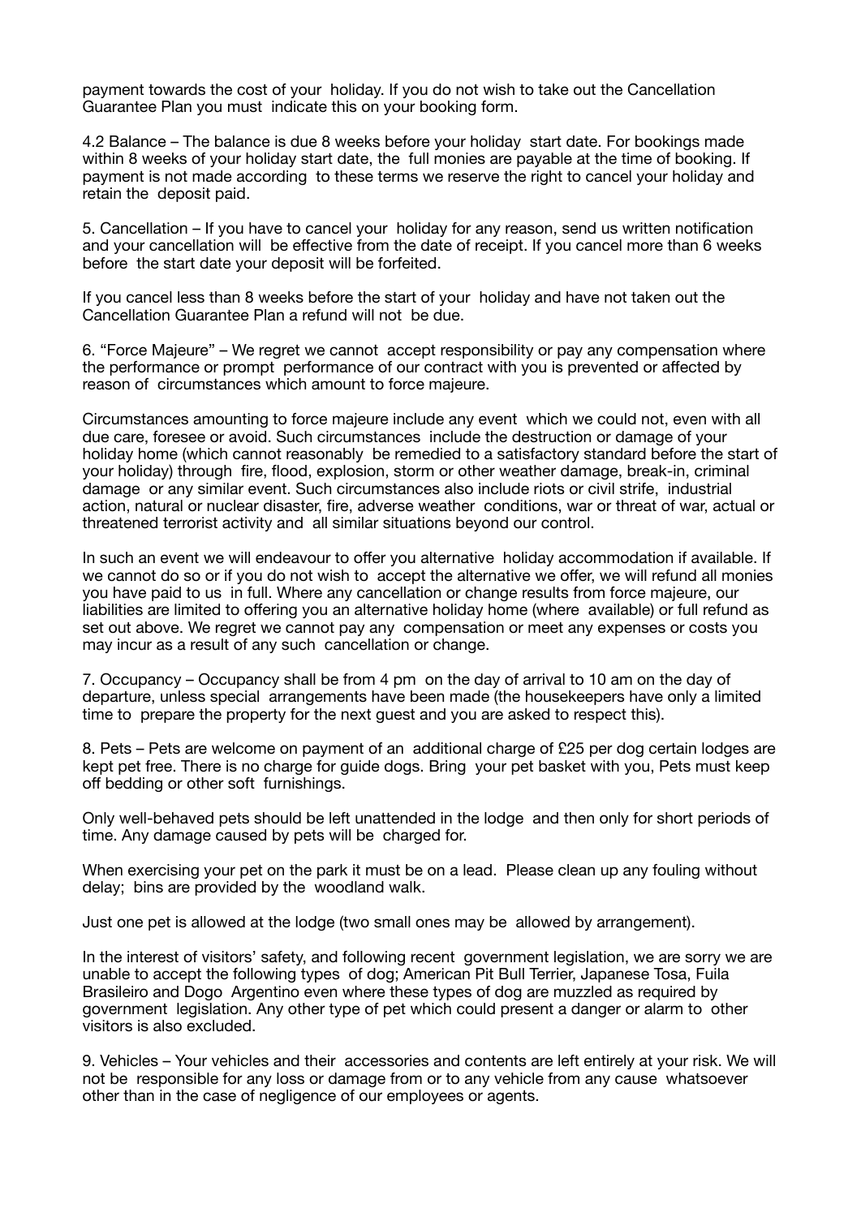payment towards the cost of your holiday. If you do not wish to take out the Cancellation Guarantee Plan you must indicate this on your booking form.

4.2 Balance – The balance is due 8 weeks before your holiday start date. For bookings made within 8 weeks of your holiday start date, the full monies are payable at the time of booking. If payment is not made according to these terms we reserve the right to cancel your holiday and retain the deposit paid.

5. Cancellation – If you have to cancel your holiday for any reason, send us written notification and your cancellation will be effective from the date of receipt. If you cancel more than 6 weeks before the start date your deposit will be forfeited.

If you cancel less than 8 weeks before the start of your holiday and have not taken out the Cancellation Guarantee Plan a refund will not be due.

6. "Force Majeure" – We regret we cannot accept responsibility or pay any compensation where the performance or prompt performance of our contract with you is prevented or affected by reason of circumstances which amount to force majeure.

Circumstances amounting to force majeure include any event which we could not, even with all due care, foresee or avoid. Such circumstances include the destruction or damage of your holiday home (which cannot reasonably be remedied to a satisfactory standard before the start of your holiday) through fire, flood, explosion, storm or other weather damage, break-in, criminal damage or any similar event. Such circumstances also include riots or civil strife, industrial action, natural or nuclear disaster, fire, adverse weather conditions, war or threat of war, actual or threatened terrorist activity and all similar situations beyond our control.

In such an event we will endeavour to offer you alternative holiday accommodation if available. If we cannot do so or if you do not wish to accept the alternative we offer, we will refund all monies you have paid to us in full. Where any cancellation or change results from force majeure, our liabilities are limited to offering you an alternative holiday home (where available) or full refund as set out above. We regret we cannot pay any compensation or meet any expenses or costs you may incur as a result of any such cancellation or change.

7. Occupancy – Occupancy shall be from 4 pm on the day of arrival to 10 am on the day of departure, unless special arrangements have been made (the housekeepers have only a limited time to prepare the property for the next guest and you are asked to respect this).

8. Pets – Pets are welcome on payment of an additional charge of £25 per dog certain lodges are kept pet free. There is no charge for guide dogs. Bring your pet basket with you, Pets must keep off bedding or other soft furnishings.

Only well-behaved pets should be left unattended in the lodge and then only for short periods of time. Any damage caused by pets will be charged for.

When exercising your pet on the park it must be on a lead. Please clean up any fouling without delay; bins are provided by the woodland walk.

Just one pet is allowed at the lodge (two small ones may be allowed by arrangement).

In the interest of visitors' safety, and following recent government legislation, we are sorry we are unable to accept the following types of dog; American Pit Bull Terrier, Japanese Tosa, Fuila Brasileiro and Dogo Argentino even where these types of dog are muzzled as required by government legislation. Any other type of pet which could present a danger or alarm to other visitors is also excluded.

9. Vehicles – Your vehicles and their accessories and contents are left entirely at your risk. We will not be responsible for any loss or damage from or to any vehicle from any cause whatsoever other than in the case of negligence of our employees or agents.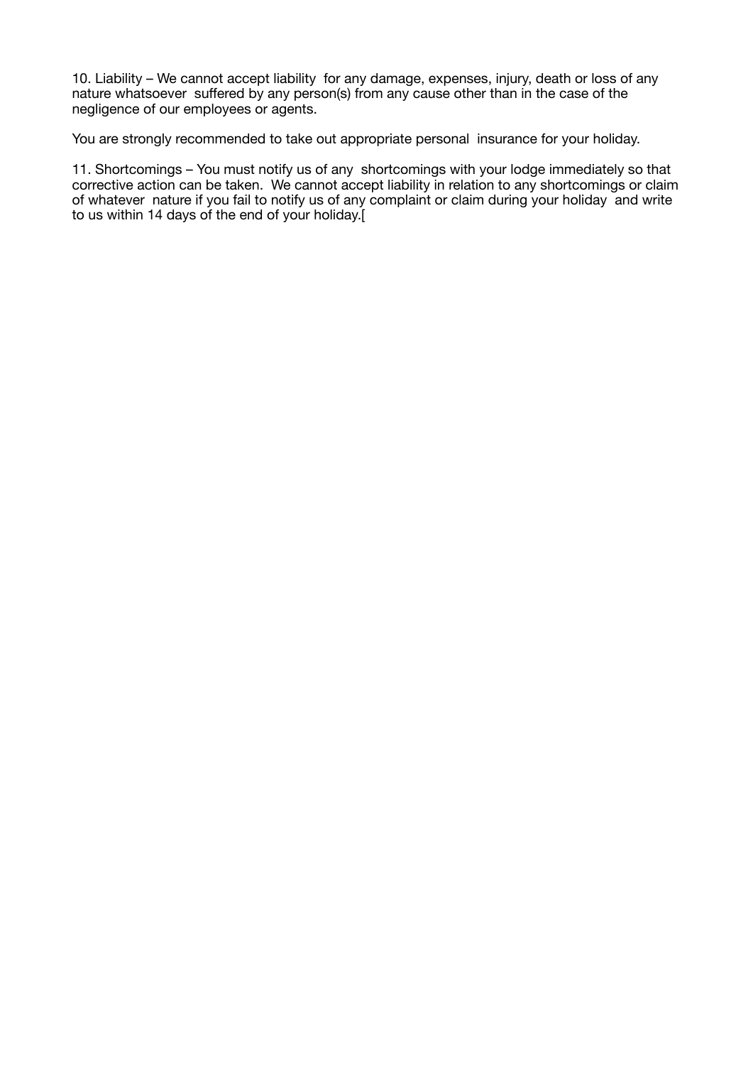10. Liability – We cannot accept liability for any damage, expenses, injury, death or loss of any nature whatsoever suffered by any person(s) from any cause other than in the case of the negligence of our employees or agents.

You are strongly recommended to take out appropriate personal insurance for your holiday.

11. Shortcomings – You must notify us of any shortcomings with your lodge immediately so that corrective action can be taken. We cannot accept liability in relation to any shortcomings or claim of whatever nature if you fail to notify us of any complaint or claim during your holiday and write to us within 14 days of the end of your holiday.[